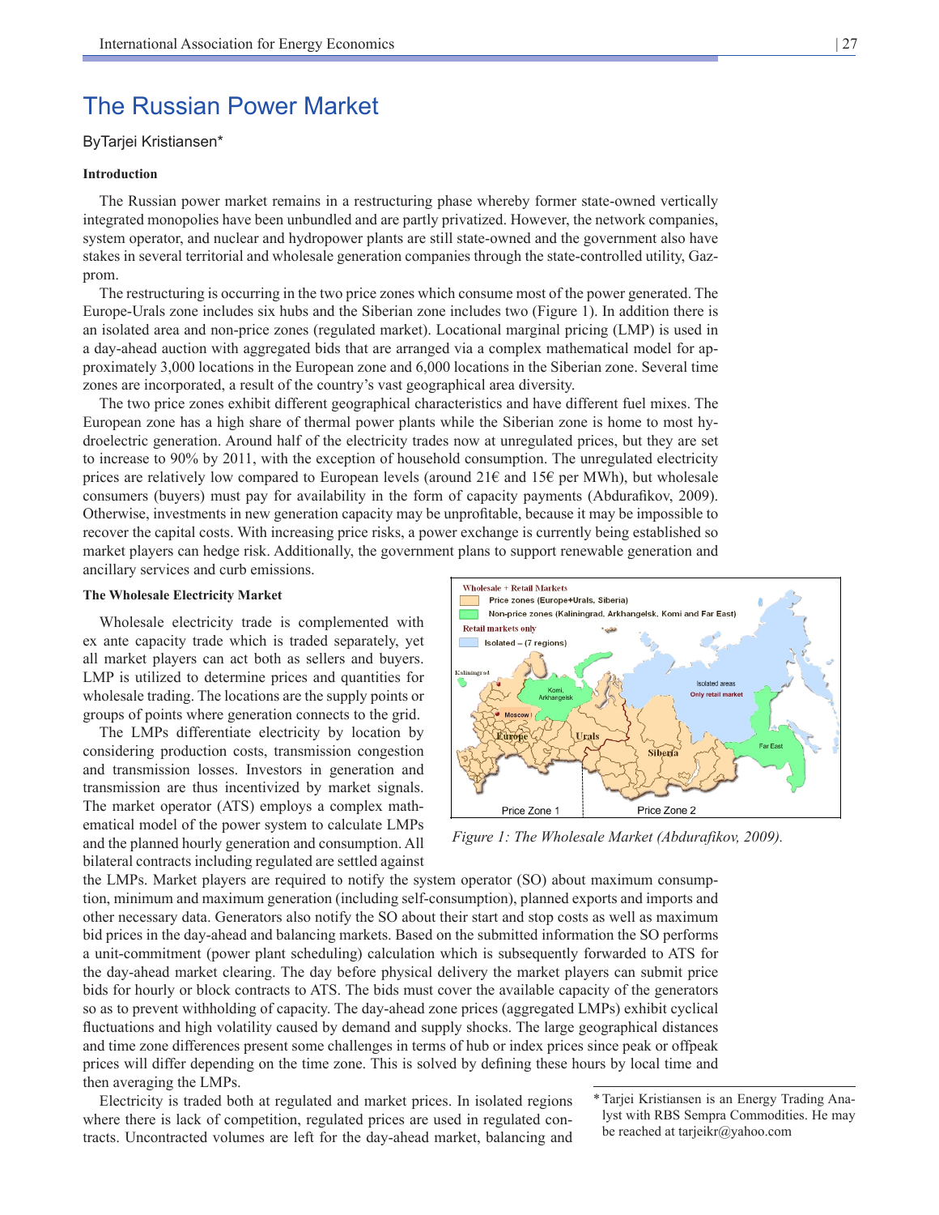# The Russian Power Market

ByTarjei Kristiansen*

### Introduction

The Russian power market remains in a restructuring phase whereby former state-owned vertically integrated monopolies have been unbundled and are partly privatized. However, the network companies, system operator, and nuclear and hydropower plants are still state-owned and the government also have stakes in several territorial and wholesale generation companies through the state-controlled utility, Gazprom.

The restructuring is occurring in the two price zones which consume most of the power generated. The Europe-Urals zone includes six hubs and the Siberian zone includes two (Figure 1). In addition there is an isolated area and non-price zones (regulated market). Locational marginal pricing (LMP) is used in a day-ahead auction with aggregated bids that are arranged via a complex mathematical model for approximately 3,000 locations in the European zone and 6,000 locations in the Siberian zone. Several time zones are incorporated, a result of the country's vast geographical area diversity.

The two price zones exhibit different geographical characteristics and have different fuel mixes. The European zone has a high share of thermal power plants while the Siberian zone is home to most hydroelectric generation. Around half of the electricity trades now at unregulated prices, but they are set to increase to 90% by 2011, with the exception of household consumption. The unregulated electricity prices are relatively low compared to European levels (around 21€ and 15€ per MWh), but wholesale consumers (buyers) must pay for availability in the form of capacity payments (Abdurafikov, 2009). Otherwise, investments in new generation capacity may be unprofitable, because it may be impossible to recover the capital costs. With increasing price risks, a power exchange is currently being established so market players can hedge risk. Additionally, the government plans to support renewable generation and ancillary services and curb emissions.

### The Wholesale Electricity Market

Wholesale electricity trade is complemented with ex ante capacity trade which is traded separately, yet all market players can act both as sellers and buyers. LMP is utilized to determine prices and quantities for wholesale trading. The locations are the supply points or groups of points where generation connects to the grid.

The LMPs differentiate electricity by location by considering production costs, transmission congestion and transmission losses. Investors in generation and transmission are thus incentivized by market signals. The market operator (ATS) employs a complex mathematical model of the power system to calculate LMPs and the planned hourly generation and consumption. All bilateral contracts including regulated are settled against the LMPs. Market players are required to notify the system operator (SO) about maximum consumption, minimum and maximum generation (including self-consumption), planned exports and imports and other necessary data. Generators also notify the SO about their start and stop costs as well as maximum bid prices in the day-ahead and balancing markets. Based on the submitted information the SO performs a unit-commitment (power plant scheduling) calculation which is subsequently forwarded to ATS for the day-ahead market clearing. The day before physical delivery the market players can submit price bids for hourly or block contracts to ATS. The bids must cover the available capacity of the generators so as to prevent withholding of capacity. The day-ahead zone prices (aggregated LMPs) exhibit cyclical fluctuations and high volatility caused by demand and supply shocks. The large geographical distances and time zone differences present some challenges in terms of hub or index prices since peak or offpeak prices will differ depending on the time zone. This is solved by defining these hours by local time and then averaging the LMPs.

Wholesale + Retail Markets
- Price zones (Europe+Urals, Siberia)
- Non-price zones (Kaliningrad, Arkhangelsk, Komi and Far East)

Retail markets only
- Isolated – (7 regions)

Kalingrad; Komi, Arkhangelsk; Moscow; Europe; Urals; Siberia; Isolated areas Only retail market; Far East; Price Zone 1; Price Zone 2

*Figure 1: The Wholesale Market (Abdurafikov, 2009).*

Electricity is traded both at regulated and market prices. In isolated regions where there is lack of competition, regulated prices are used in regulated contracts. Uncontracted volumes are left for the day-ahead market, balancing and

\* Tarjei Kristiansen is an Energy Trading Analyst with RBS Sempra Commodities. He may be reached at tarjeikr@yahoo.com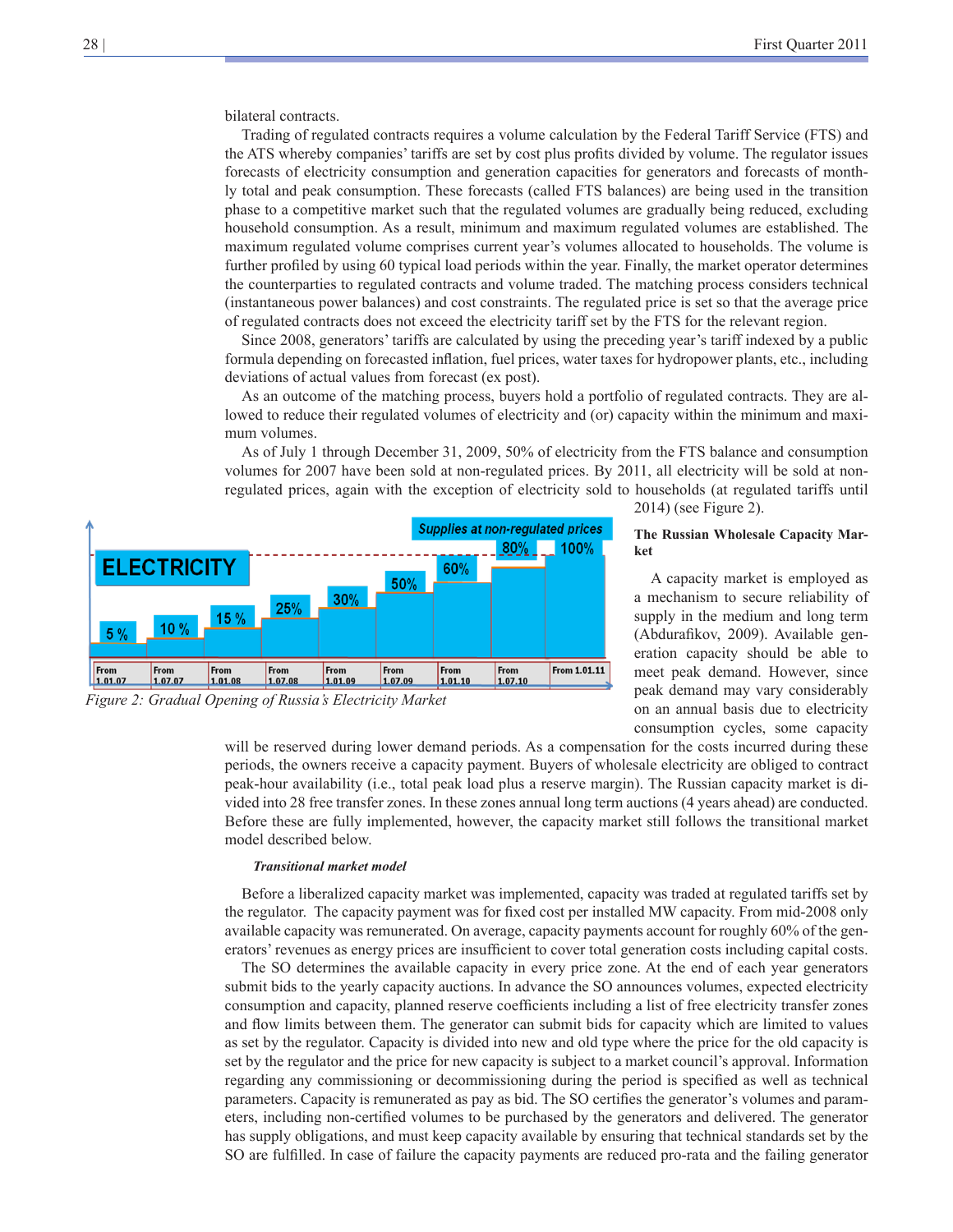bilateral contracts.

Trading of regulated contracts requires a volume calculation by the Federal Tariff Service (FTS) and the ATS whereby companies' tariffs are set by cost plus profits divided by volume. The regulator issues forecasts of electricity consumption and generation capacities for generators and forecasts of monthly total and peak consumption. These forecasts (called FTS balances) are being used in the transition phase to a competitive market such that the regulated volumes are gradually being reduced, excluding household consumption. As a result, minimum and maximum regulated volumes are established. The maximum regulated volume comprises current year's volumes allocated to households. The volume is further profiled by using 60 typical load periods within the year. Finally, the market operator determines the counterparties to regulated contracts and volume traded. The matching process considers technical (instantaneous power balances) and cost constraints. The regulated price is set so that the average price of regulated contracts does not exceed the electricity tariff set by the FTS for the relevant region.

Since 2008, generators' tariffs are calculated by using the preceding year's tariff indexed by a public formula depending on forecasted inflation, fuel prices, water taxes for hydropower plants, etc., including deviations of actual values from forecast (ex post).

As an outcome of the matching process, buyers hold a portfolio of regulated contracts. They are allowed to reduce their regulated volumes of electricity and (or) capacity within the minimum and maximum volumes.

As of July 1 through December 31, 2009, 50% of electricity from the FTS balance and consumption volumes for 2007 have been sold at non-regulated prices. By 2011, all electricity will be sold at non-regulated prices, again with the exception of electricity sold to households (at regulated tariffs until 2014) (see Figure 2).

Figure 2: Gradual Opening of Russia's Electricity Market

### The Russian Wholesale Capacity Market

A capacity market is employed as a mechanism to secure reliability of supply in the medium and long term (Abdurafikov, 2009). Available generation capacity should be able to meet peak demand. However, since peak demand may vary considerably on an annual basis due to electricity consumption cycles, some capacity will be reserved during lower demand periods. As a compensation for the costs incurred during these periods, the owners receive a capacity payment. Buyers of wholesale electricity are obliged to contract peak-hour availability (i.e., total peak load plus a reserve margin). The Russian capacity market is divided into 28 free transfer zones. In these zones annual long term auctions (4 years ahead) are conducted. Before these are fully implemented, however, the capacity market still follows the transitional market model described below.

#### *Transitional market model*

Before a liberalized capacity market was implemented, capacity was traded at regulated tariffs set by the regulator. The capacity payment was for fixed cost per installed MW capacity. From mid-2008 only available capacity was remunerated. On average, capacity payments account for roughly 60% of the generators' revenues as energy prices are insufficient to cover total generation costs including capital costs.

The SO determines the available capacity in every price zone. At the end of each year generators submit bids to the yearly capacity auctions. In advance the SO announces volumes, expected electricity consumption and capacity, planned reserve coefficients including a list of free electricity transfer zones and flow limits between them. The generator can submit bids for capacity which are limited to values as set by the regulator. Capacity is divided into new and old type where the price for the old capacity is set by the regulator and the price for new capacity is subject to a market council's approval. Information regarding any commissioning or decommissioning during the period is specified as well as technical parameters. Capacity is remunerated as pay as bid. The SO certifies the generator's volumes and parameters, including non-certified volumes to be purchased by the generators and delivered. The generator has supply obligations, and must keep capacity available by ensuring that technical standards set by the SO are fulfilled. In case of failure the capacity payments are reduced pro-rata and the failing generator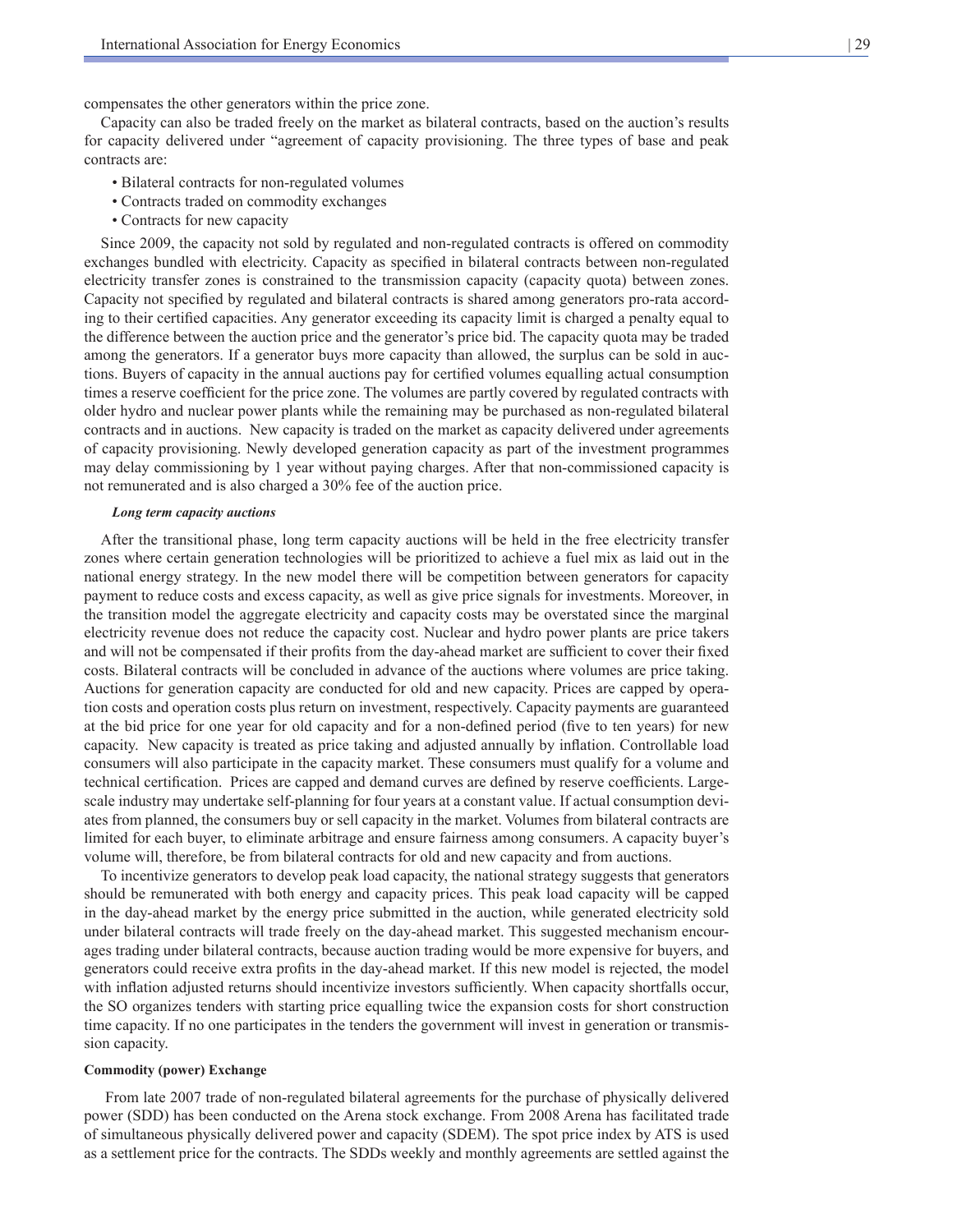compensates the other generators within the price zone.

Capacity can also be traded freely on the market as bilateral contracts, based on the auction's results for capacity delivered under "agreement of capacity provisioning. The three types of base and peak contracts are:

- Bilateral contracts for non-regulated volumes
- Contracts traded on commodity exchanges
- Contracts for new capacity

Since 2009, the capacity not sold by regulated and non-regulated contracts is offered on commodity exchanges bundled with electricity. Capacity as specified in bilateral contracts between non-regulated electricity transfer zones is constrained to the transmission capacity (capacity quota) between zones. Capacity not specified by regulated and bilateral contracts is shared among generators pro-rata according to their certified capacities. Any generator exceeding its capacity limit is charged a penalty equal to the difference between the auction price and the generator's price bid. The capacity quota may be traded among the generators. If a generator buys more capacity than allowed, the surplus can be sold in auctions. Buyers of capacity in the annual auctions pay for certified volumes equalling actual consumption times a reserve coefficient for the price zone. The volumes are partly covered by regulated contracts with older hydro and nuclear power plants while the remaining may be purchased as non-regulated bilateral contracts and in auctions. New capacity is traded on the market as capacity delivered under agreements of capacity provisioning. Newly developed generation capacity as part of the investment programmes may delay commissioning by 1 year without paying charges. After that non-commissioned capacity is not remunerated and is also charged a 30% fee of the auction price.

***Long term capacity auctions***

After the transitional phase, long term capacity auctions will be held in the free electricity transfer zones where certain generation technologies will be prioritized to achieve a fuel mix as laid out in the national energy strategy. In the new model there will be competition between generators for capacity payment to reduce costs and excess capacity, as well as give price signals for investments. Moreover, in the transition model the aggregate electricity and capacity costs may be overstated since the marginal electricity revenue does not reduce the capacity cost. Nuclear and hydro power plants are price takers and will not be compensated if their profits from the day-ahead market are sufficient to cover their fixed costs. Bilateral contracts will be concluded in advance of the auctions where volumes are price taking. Auctions for generation capacity are conducted for old and new capacity. Prices are capped by operation costs and operation costs plus return on investment, respectively. Capacity payments are guaranteed at the bid price for one year for old capacity and for a non-defined period (five to ten years) for new capacity. New capacity is treated as price taking and adjusted annually by inflation. Controllable load consumers will also participate in the capacity market. These consumers must qualify for a volume and technical certification. Prices are capped and demand curves are defined by reserve coefficients. Large-scale industry may undertake self-planning for four years at a constant value. If actual consumption deviates from planned, the consumers buy or sell capacity in the market. Volumes from bilateral contracts are limited for each buyer, to eliminate arbitrage and ensure fairness among consumers. A capacity buyer's volume will, therefore, be from bilateral contracts for old and new capacity and from auctions.

To incentivize generators to develop peak load capacity, the national strategy suggests that generators should be remunerated with both energy and capacity prices. This peak load capacity will be capped in the day-ahead market by the energy price submitted in the auction, while generated electricity sold under bilateral contracts will trade freely on the day-ahead market. This suggested mechanism encourages trading under bilateral contracts, because auction trading would be more expensive for buyers, and generators could receive extra profits in the day-ahead market. If this new model is rejected, the model with inflation adjusted returns should incentivize investors sufficiently. When capacity shortfalls occur, the SO organizes tenders with starting price equalling twice the expansion costs for short construction time capacity. If no one participates in the tenders the government will invest in generation or transmission capacity.

**Commodity (power) Exchange**

From late 2007 trade of non-regulated bilateral agreements for the purchase of physically delivered power (SDD) has been conducted on the Arena stock exchange. From 2008 Arena has facilitated trade of simultaneous physically delivered power and capacity (SDEM). The spot price index by ATS is used as a settlement price for the contracts. The SDDs weekly and monthly agreements are settled against the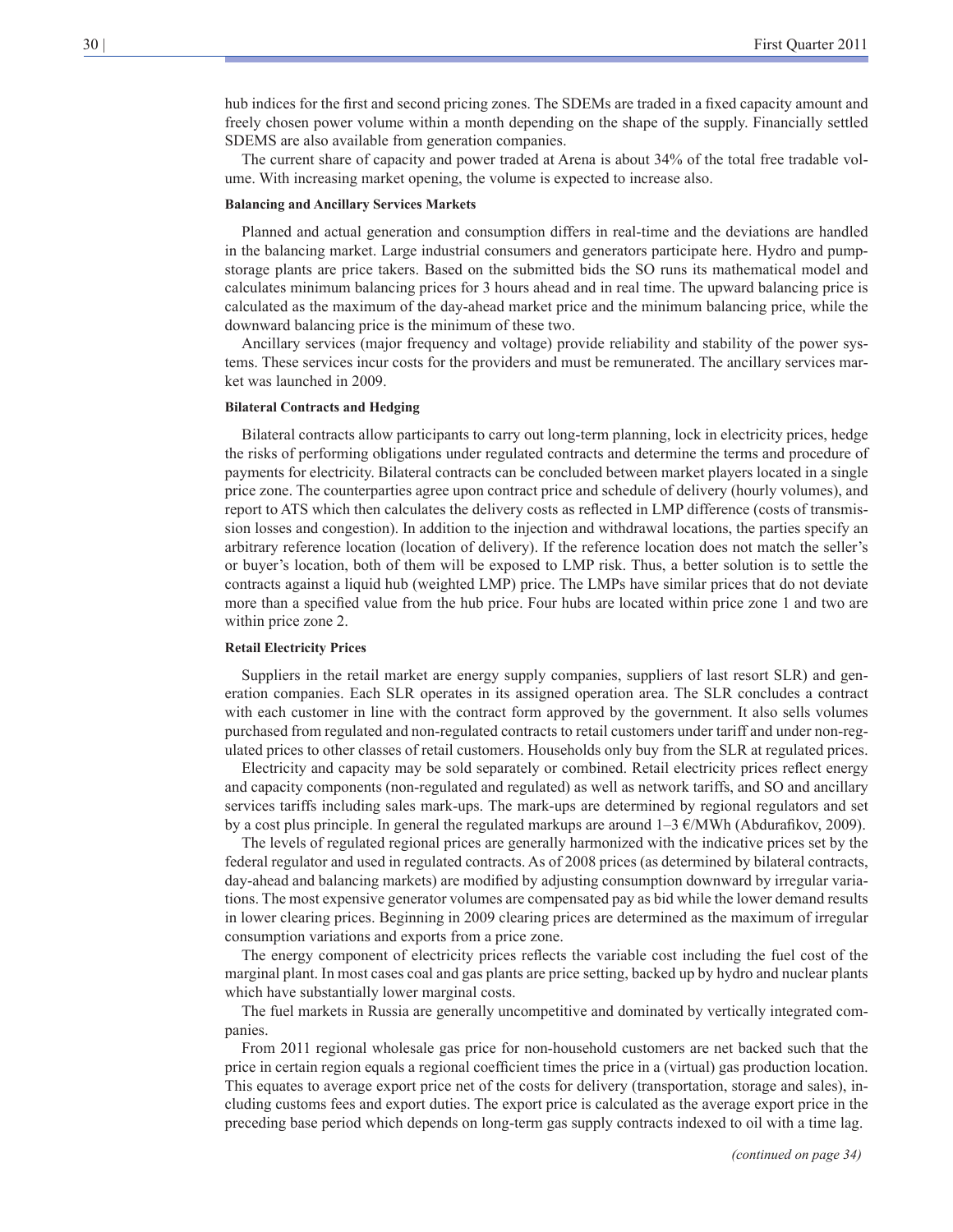hub indices for the first and second pricing zones. The SDEMs are traded in a fixed capacity amount and freely chosen power volume within a month depending on the shape of the supply. Financially settled SDEMS are also available from generation companies.

The current share of capacity and power traded at Arena is about 34% of the total free tradable volume. With increasing market opening, the volume is expected to increase also.

#### Balancing and Ancillary Services Markets

Planned and actual generation and consumption differs in real-time and the deviations are handled in the balancing market. Large industrial consumers and generators participate here. Hydro and pump-storage plants are price takers. Based on the submitted bids the SO runs its mathematical model and calculates minimum balancing prices for 3 hours ahead and in real time. The upward balancing price is calculated as the maximum of the day-ahead market price and the minimum balancing price, while the downward balancing price is the minimum of these two.

Ancillary services (major frequency and voltage) provide reliability and stability of the power systems. These services incur costs for the providers and must be remunerated. The ancillary services market was launched in 2009.

#### Bilateral Contracts and Hedging

Bilateral contracts allow participants to carry out long-term planning, lock in electricity prices, hedge the risks of performing obligations under regulated contracts and determine the terms and procedure of payments for electricity. Bilateral contracts can be concluded between market players located in a single price zone. The counterparties agree upon contract price and schedule of delivery (hourly volumes), and report to ATS which then calculates the delivery costs as reflected in LMP difference (costs of transmission losses and congestion). In addition to the injection and withdrawal locations, the parties specify an arbitrary reference location (location of delivery). If the reference location does not match the seller's or buyer's location, both of them will be exposed to LMP risk. Thus, a better solution is to settle the contracts against a liquid hub (weighted LMP) price. The LMPs have similar prices that do not deviate more than a specified value from the hub price. Four hubs are located within price zone 1 and two are within price zone 2.

#### Retail Electricity Prices

Suppliers in the retail market are energy supply companies, suppliers of last resort SLR) and generation companies. Each SLR operates in its assigned operation area. The SLR concludes a contract with each customer in line with the contract form approved by the government. It also sells volumes purchased from regulated and non-regulated contracts to retail customers under tariff and under non-regulated prices to other classes of retail customers. Households only buy from the SLR at regulated prices.

Electricity and capacity may be sold separately or combined. Retail electricity prices reflect energy and capacity components (non-regulated and regulated) as well as network tariffs, and SO and ancillary services tariffs including sales mark-ups. The mark-ups are determined by regional regulators and set by a cost plus principle. In general the regulated markups are around 1–3 €/MWh (Abdurafikov, 2009).

The levels of regulated regional prices are generally harmonized with the indicative prices set by the federal regulator and used in regulated contracts. As of 2008 prices (as determined by bilateral contracts, day-ahead and balancing markets) are modified by adjusting consumption downward by irregular variations. The most expensive generator volumes are compensated pay as bid while the lower demand results in lower clearing prices. Beginning in 2009 clearing prices are determined as the maximum of irregular consumption variations and exports from a price zone.

The energy component of electricity prices reflects the variable cost including the fuel cost of the marginal plant. In most cases coal and gas plants are price setting, backed up by hydro and nuclear plants which have substantially lower marginal costs.

The fuel markets in Russia are generally uncompetitive and dominated by vertically integrated companies.

From 2011 regional wholesale gas price for non-household customers are net backed such that the price in certain region equals a regional coefficient times the price in a (virtual) gas production location. This equates to average export price net of the costs for delivery (transportation, storage and sales), including customs fees and export duties. The export price is calculated as the average export price in the preceding base period which depends on long-term gas supply contracts indexed to oil with a time lag.

*(continued on page 34)*